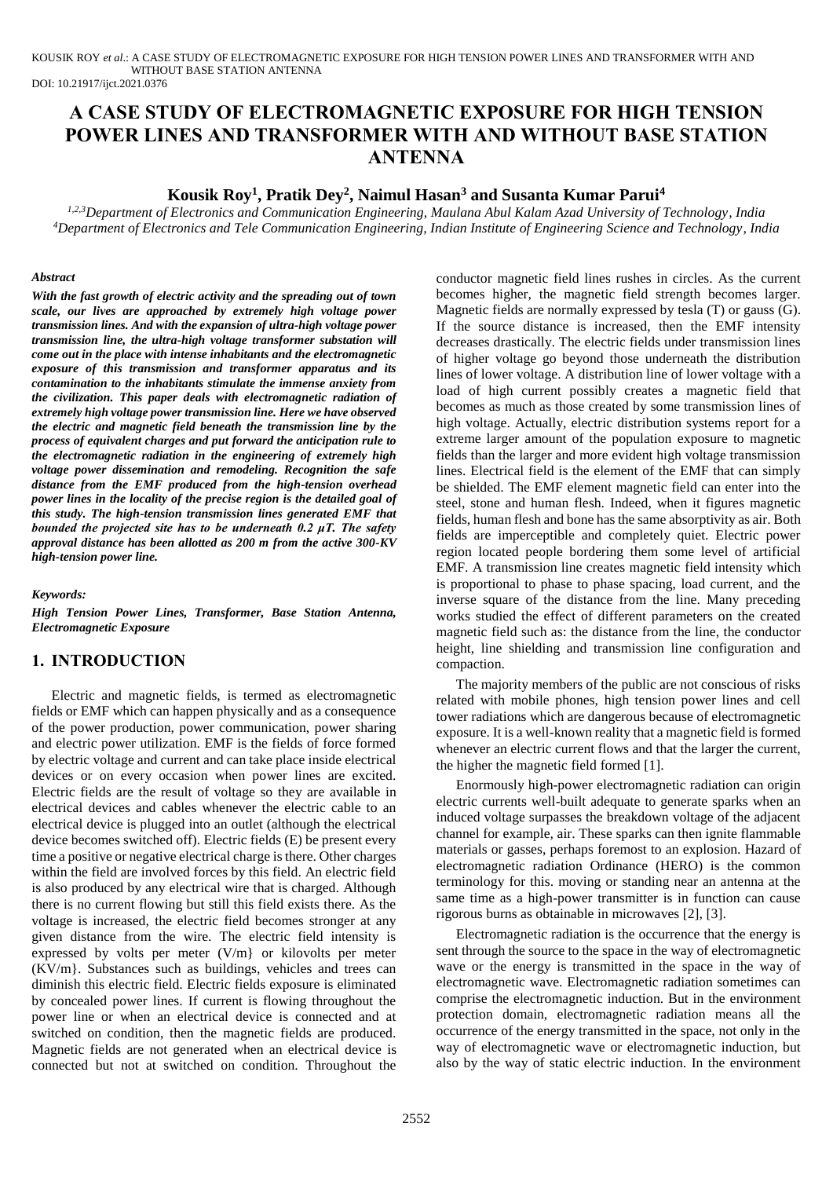# A CASE STUDY OF ELECTROMAGNETIC EXPOSURE FOR HIGH TENSION POWER LINES AND TRANSFORMER WITH AND WITHOUT BASE STATION ANTENNA

**Kousik Roy[1], Pratik Dey[2], Naimul Hasan[3] and Susanta Kumar Parui[4]**

*[1,2,3]Department of Electronics and Communication Engineering, Maulana Abul Kalam Azad University of Technology, India*
*[4]Department of Electronics and Tele Communication Engineering, Indian Institute of Engineering Science and Technology, India*

### *Abstract*

***With the fast growth of electric activity and the spreading out of town scale, our lives are approached by extremely high voltage power transmission lines. And with the expansion of ultra-high voltage power transmission line, the ultra-high voltage transformer substation will come out in the place with intense inhabitants and the electromagnetic exposure of this transmission and transformer apparatus and its contamination to the inhabitants stimulate the immense anxiety from the civilization. This paper deals with electromagnetic radiation of extremely high voltage power transmission line. Here we have observed the electric and magnetic field beneath the transmission line by the process of equivalent charges and put forward the anticipation rule to the electromagnetic radiation in the engineering of extremely high voltage power dissemination and remodeling. Recognition the safe distance from the EMF produced from the high-tension overhead power lines in the locality of the precise region is the detailed goal of this study. The high-tension transmission lines generated EMF that bounded the projected site has to be underneath 0.2 µT. The safety approval distance has been allotted as 200 m from the active 300-KV high-tension power line.***

### *Keywords:*

***High Tension Power Lines, Transformer, Base Station Antenna, Electromagnetic Exposure***

## 1. INTRODUCTION

Electric and magnetic fields, is termed as electromagnetic fields or EMF which can happen physically and as a consequence of the power production, power communication, power sharing and electric power utilization. EMF is the fields of force formed by electric voltage and current and can take place inside electrical devices or on every occasion when power lines are excited. Electric fields are the result of voltage so they are available in electrical devices and cables whenever the electric cable to an electrical device is plugged into an outlet (although the electrical device becomes switched off). Electric fields (E) be present every time a positive or negative electrical charge is there. Other charges within the field are involved forces by this field. An electric field is also produced by any electrical wire that is charged. Although there is no current flowing but still this field exists there. As the voltage is increased, the electric field becomes stronger at any given distance from the wire. The electric field intensity is expressed by volts per meter (V/m} or kilovolts per meter (KV/m}. Substances such as buildings, vehicles and trees can diminish this electric field. Electric fields exposure is eliminated by concealed power lines. If current is flowing throughout the power line or when an electrical device is connected and at switched on condition, then the magnetic fields are produced. Magnetic fields are not generated when an electrical device is connected but not at switched on condition. Throughout the conductor magnetic field lines rushes in circles. As the current becomes higher, the magnetic field strength becomes larger. Magnetic fields are normally expressed by tesla (T) or gauss (G). If the source distance is increased, then the EMF intensity decreases drastically. The electric fields under transmission lines of higher voltage go beyond those underneath the distribution lines of lower voltage. A distribution line of lower voltage with a load of high current possibly creates a magnetic field that becomes as much as those created by some transmission lines of high voltage. Actually, electric distribution systems report for a extreme larger amount of the population exposure to magnetic fields than the larger and more evident high voltage transmission lines. Electrical field is the element of the EMF that can simply be shielded. The EMF element magnetic field can enter into the steel, stone and human flesh. Indeed, when it figures magnetic fields, human flesh and bone has the same absorptivity as air. Both fields are imperceptible and completely quiet. Electric power region located people bordering them some level of artificial EMF. A transmission line creates magnetic field intensity which is proportional to phase to phase spacing, load current, and the inverse square of the distance from the line. Many preceding works studied the effect of different parameters on the created magnetic field such as: the distance from the line, the conductor height, line shielding and transmission line configuration and compaction.

The majority members of the public are not conscious of risks related with mobile phones, high tension power lines and cell tower radiations which are dangerous because of electromagnetic exposure. It is a well-known reality that a magnetic field is formed whenever an electric current flows and that the larger the current, the higher the magnetic field formed [1].

Enormously high-power electromagnetic radiation can origin electric currents well-built adequate to generate sparks when an induced voltage surpasses the breakdown voltage of the adjacent channel for example, air. These sparks can then ignite flammable materials or gasses, perhaps foremost to an explosion. Hazard of electromagnetic radiation Ordinance (HERO) is the common terminology for this. moving or standing near an antenna at the same time as a high-power transmitter is in function can cause rigorous burns as obtainable in microwaves [2], [3].

Electromagnetic radiation is the occurrence that the energy is sent through the source to the space in the way of electromagnetic wave or the energy is transmitted in the space in the way of electromagnetic wave. Electromagnetic radiation sometimes can comprise the electromagnetic induction. But in the environment protection domain, electromagnetic radiation means all the occurrence of the energy transmitted in the space, not only in the way of electromagnetic wave or electromagnetic induction, but also by the way of static electric induction. In the environment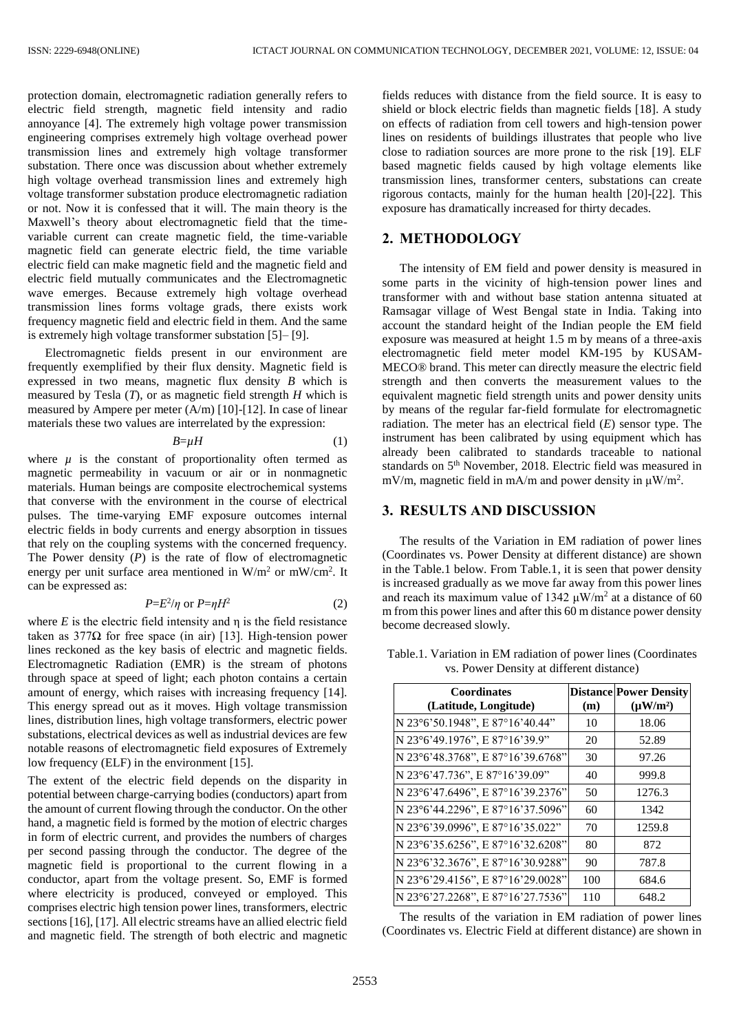protection domain, electromagnetic radiation generally refers to electric field strength, magnetic field intensity and radio annoyance [4]. The extremely high voltage power transmission engineering comprises extremely high voltage overhead power transmission lines and extremely high voltage transformer substation. There once was discussion about whether extremely high voltage overhead transmission lines and extremely high voltage transformer substation produce electromagnetic radiation or not. Now it is confessed that it will. The main theory is the Maxwell's theory about electromagnetic field that the time-variable current can create magnetic field, the time-variable magnetic field can generate electric field, the time variable electric field can make magnetic field and the magnetic field and electric field mutually communicates and the Electromagnetic wave emerges. Because extremely high voltage overhead transmission lines forms voltage grads, there exists work frequency magnetic field and electric field in them. And the same is extremely high voltage transformer substation [5]– [9].

Electromagnetic fields present in our environment are frequently exemplified by their flux density. Magnetic field is expressed in two means, magnetic flux density $B$ which is measured by Tesla ($T$), or as magnetic field strength $H$ which is measured by Ampere per meter (A/m) [10]-[12]. In case of linear materials these two values are interrelated by the expression:

$$B=\mu H \tag{1}$$

where $\mu$ is the constant of proportionality often termed as magnetic permeability in vacuum or air or in nonmagnetic materials. Human beings are composite electrochemical systems that converse with the environment in the course of electrical pulses. The time-varying EMF exposure outcomes internal electric fields in body currents and energy absorption in tissues that rely on the coupling systems with the concerned frequency. The Power density ($P$) is the rate of flow of electromagnetic energy per unit surface area mentioned in W/m$^2$ or mW/cm$^2$. It can be expressed as:

$$P=E^2/\eta \text{ or } P=\eta H^2 \tag{2}$$

where $E$ is the electric field intensity and η is the field resistance taken as 377Ω for free space (in air) [13]. High-tension power lines reckoned as the key basis of electric and magnetic fields. Electromagnetic Radiation (EMR) is the stream of photons through space at speed of light; each photon contains a certain amount of energy, which raises with increasing frequency [14]. This energy spread out as it moves. High voltage transmission lines, distribution lines, high voltage transformers, electric power substations, electrical devices as well as industrial devices are few notable reasons of electromagnetic field exposures of Extremely low frequency (ELF) in the environment [15].

The extent of the electric field depends on the disparity in potential between charge-carrying bodies (conductors) apart from the amount of current flowing through the conductor. On the other hand, a magnetic field is formed by the motion of electric charges in form of electric current, and provides the numbers of charges per second passing through the conductor. The degree of the magnetic field is proportional to the current flowing in a conductor, apart from the voltage present. So, EMF is formed where electricity is produced, conveyed or employed. This comprises electric high tension power lines, transformers, electric sections [16], [17]. All electric streams have an allied electric field and magnetic field. The strength of both electric and magnetic fields reduces with distance from the field source. It is easy to shield or block electric fields than magnetic fields [18]. A study on effects of radiation from cell towers and high-tension power lines on residents of buildings illustrates that people who live close to radiation sources are more prone to the risk [19]. ELF based magnetic fields caused by high voltage elements like transmission lines, transformer centers, substations can create rigorous contacts, mainly for the human health [20]-[22]. This exposure has dramatically increased for thirty decades.

## 2. METHODOLOGY

The intensity of EM field and power density is measured in some parts in the vicinity of high-tension power lines and transformer with and without base station antenna situated at Ramsagar village of West Bengal state in India. Taking into account the standard height of the Indian people the EM field exposure was measured at height 1.5 m by means of a three-axis electromagnetic field meter model KM-195 by KUSAM-MECO® brand. This meter can directly measure the electric field strength and then converts the measurement values to the equivalent magnetic field strength units and power density units by means of the regular far-field formulate for electromagnetic radiation. The meter has an electrical field ($E$) sensor type. The instrument has been calibrated by using equipment which has already been calibrated to standards traceable to national standards on 5th November, 2018. Electric field was measured in mV/m, magnetic field in mA/m and power density in μW/m$^2$.

## 3. RESULTS AND DISCUSSION

The results of the Variation in EM radiation of power lines (Coordinates vs. Power Density at different distance) are shown in the Table.1 below. From Table.1, it is seen that power density is increased gradually as we move far away from this power lines and reach its maximum value of 1342 μW/m$^2$ at a distance of 60 m from this power lines and after this 60 m distance power density become decreased slowly.

Table.1. Variation in EM radiation of power lines (Coordinates vs. Power Density at different distance)

| Coordinates (Latitude, Longitude) | Distance (m) | Power Density (μW/m²) |
|---|---|---|
| N 23°6'50.1948", E 87°16'40.44" | 10 | 18.06 |
| N 23°6'49.1976", E 87°16'39.9" | 20 | 52.89 |
| N 23°6'48.3768", E 87°16'39.6768" | 30 | 97.26 |
| N 23°6'47.736", E 87°16'39.09" | 40 | 999.8 |
| N 23°6'47.6496", E 87°16'39.2376" | 50 | 1276.3 |
| N 23°6'44.2296", E 87°16'37.5096" | 60 | 1342 |
| N 23°6'39.0996", E 87°16'35.022" | 70 | 1259.8 |
| N 23°6'35.6256", E 87°16'32.6208" | 80 | 872 |
| N 23°6'32.3676", E 87°16'30.9288" | 90 | 787.8 |
| N 23°6'29.4156", E 87°16'29.0028" | 100 | 684.6 |
| N 23°6'27.2268", E 87°16'27.7536" | 110 | 648.2 |

The results of the variation in EM radiation of power lines (Coordinates vs. Electric Field at different distance) are shown in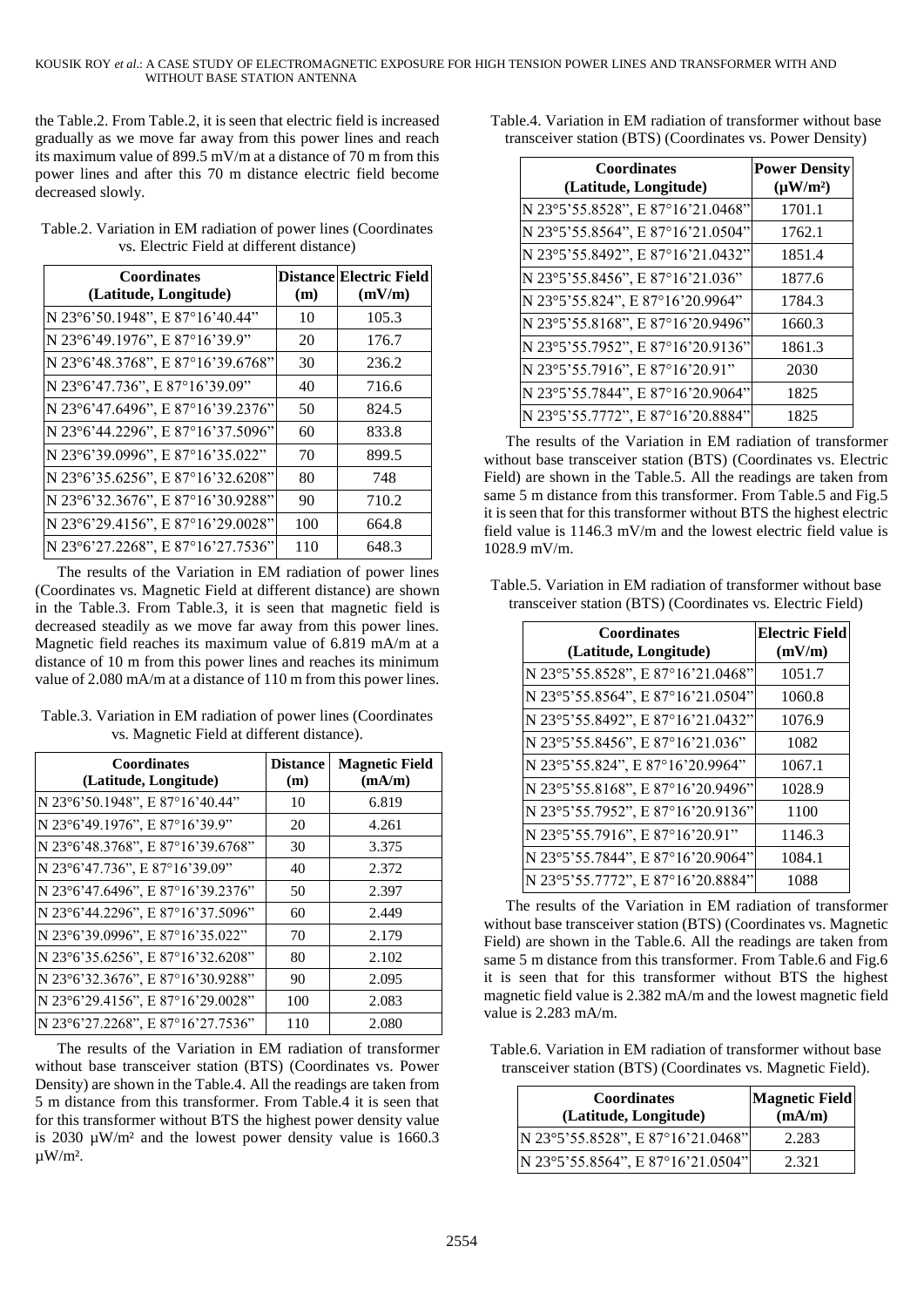the Table.2. From Table.2, it is seen that electric field is increased gradually as we move far away from this power lines and reach its maximum value of 899.5 mV/m at a distance of 70 m from this power lines and after this 70 m distance electric field become decreased slowly.

Table.2. Variation in EM radiation of power lines (Coordinates vs. Electric Field at different distance)

| Coordinates (Latitude, Longitude) | Distance (m) | Electric Field (mV/m) |
|---|---|---|
| N 23°6'50.1948", E 87°16'40.44" | 10 | 105.3 |
| N 23°6'49.1976", E 87°16'39.9" | 20 | 176.7 |
| N 23°6'48.3768", E 87°16'39.6768" | 30 | 236.2 |
| N 23°6'47.736", E 87°16'39.09" | 40 | 716.6 |
| N 23°6'47.6496", E 87°16'39.2376" | 50 | 824.5 |
| N 23°6'44.2296", E 87°16'37.5096" | 60 | 833.8 |
| N 23°6'39.0996", E 87°16'35.022" | 70 | 899.5 |
| N 23°6'35.6256", E 87°16'32.6208" | 80 | 748 |
| N 23°6'32.3676", E 87°16'30.9288" | 90 | 710.2 |
| N 23°6'29.4156", E 87°16'29.0028" | 100 | 664.8 |
| N 23°6'27.2268", E 87°16'27.7536" | 110 | 648.3 |

The results of the Variation in EM radiation of power lines (Coordinates vs. Magnetic Field at different distance) are shown in the Table.3. From Table.3, it is seen that magnetic field is decreased steadily as we move far away from this power lines. Magnetic field reaches its maximum value of 6.819 mA/m at a distance of 10 m from this power lines and reaches its minimum value of 2.080 mA/m at a distance of 110 m from this power lines.

Table.3. Variation in EM radiation of power lines (Coordinates vs. Magnetic Field at different distance).

| Coordinates (Latitude, Longitude) | Distance (m) | Magnetic Field (mA/m) |
|---|---|---|
| N 23°6'50.1948", E 87°16'40.44" | 10 | 6.819 |
| N 23°6'49.1976", E 87°16'39.9" | 20 | 4.261 |
| N 23°6'48.3768", E 87°16'39.6768" | 30 | 3.375 |
| N 23°6'47.736", E 87°16'39.09" | 40 | 2.372 |
| N 23°6'47.6496", E 87°16'39.2376" | 50 | 2.397 |
| N 23°6'44.2296", E 87°16'37.5096" | 60 | 2.449 |
| N 23°6'39.0996", E 87°16'35.022" | 70 | 2.179 |
| N 23°6'35.6256", E 87°16'32.6208" | 80 | 2.102 |
| N 23°6'32.3676", E 87°16'30.9288" | 90 | 2.095 |
| N 23°6'29.4156", E 87°16'29.0028" | 100 | 2.083 |
| N 23°6'27.2268", E 87°16'27.7536" | 110 | 2.080 |

The results of the Variation in EM radiation of transformer without base transceiver station (BTS) (Coordinates vs. Power Density) are shown in the Table.4. All the readings are taken from 5 m distance from this transformer. From Table.4 it is seen that for this transformer without BTS the highest power density value is 2030 µW/m² and the lowest power density value is 1660.3 µW/m².

Table.4. Variation in EM radiation of transformer without base transceiver station (BTS) (Coordinates vs. Power Density)

| Coordinates (Latitude, Longitude) | Power Density (µW/m²) |
|---|---|
| N 23°5'55.8528", E 87°16'21.0468" | 1701.1 |
| N 23°5'55.8564", E 87°16'21.0504" | 1762.1 |
| N 23°5'55.8492", E 87°16'21.0432" | 1851.4 |
| N 23°5'55.8456", E 87°16'21.036" | 1877.6 |
| N 23°5'55.824", E 87°16'20.9964" | 1784.3 |
| N 23°5'55.8168", E 87°16'20.9496" | 1660.3 |
| N 23°5'55.7952", E 87°16'20.9136" | 1861.3 |
| N 23°5'55.7916", E 87°16'20.91" | 2030 |
| N 23°5'55.7844", E 87°16'20.9064" | 1825 |
| N 23°5'55.7772", E 87°16'20.8884" | 1825 |

The results of the Variation in EM radiation of transformer without base transceiver station (BTS) (Coordinates vs. Electric Field) are shown in the Table.5. All the readings are taken from same 5 m distance from this transformer. From Table.5 and Fig.5 it is seen that for this transformer without BTS the highest electric field value is 1146.3 mV/m and the lowest electric field value is 1028.9 mV/m.

Table.5. Variation in EM radiation of transformer without base transceiver station (BTS) (Coordinates vs. Electric Field)

| Coordinates (Latitude, Longitude) | Electric Field (mV/m) |
|---|---|
| N 23°5'55.8528", E 87°16'21.0468" | 1051.7 |
| N 23°5'55.8564", E 87°16'21.0504" | 1060.8 |
| N 23°5'55.8492", E 87°16'21.0432" | 1076.9 |
| N 23°5'55.8456", E 87°16'21.036" | 1082 |
| N 23°5'55.824", E 87°16'20.9964" | 1067.1 |
| N 23°5'55.8168", E 87°16'20.9496" | 1028.9 |
| N 23°5'55.7952", E 87°16'20.9136" | 1100 |
| N 23°5'55.7916", E 87°16'20.91" | 1146.3 |
| N 23°5'55.7844", E 87°16'20.9064" | 1084.1 |
| N 23°5'55.7772", E 87°16'20.8884" | 1088 |

The results of the Variation in EM radiation of transformer without base transceiver station (BTS) (Coordinates vs. Magnetic Field) are shown in the Table.6. All the readings are taken from same 5 m distance from this transformer. From Table.6 and Fig.6 it is seen that for this transformer without BTS the highest magnetic field value is 2.382 mA/m and the lowest magnetic field value is 2.283 mA/m.

Table.6. Variation in EM radiation of transformer without base transceiver station (BTS) (Coordinates vs. Magnetic Field).

| Coordinates (Latitude, Longitude) | Magnetic Field (mA/m) |
|---|---|
| N 23°5'55.8528", E 87°16'21.0468" | 2.283 |
| N 23°5'55.8564", E 87°16'21.0504" | 2.321 |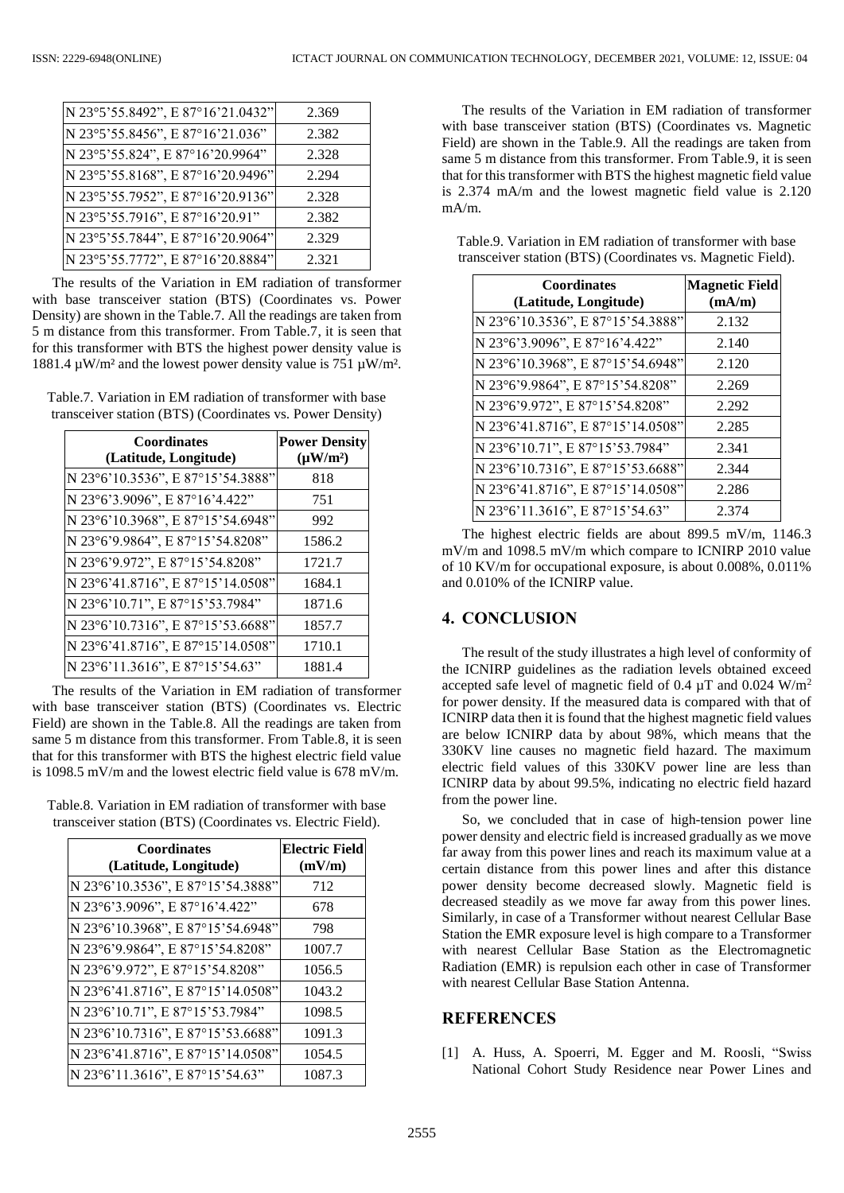| | |
|---|---|
| N 23°5'55.8492", E 87°16'21.0432" | 2.369 |
| N 23°5'55.8456", E 87°16'21.036" | 2.382 |
| N 23°5'55.824", E 87°16'20.9964" | 2.328 |
| N 23°5'55.8168", E 87°16'20.9496" | 2.294 |
| N 23°5'55.7952", E 87°16'20.9136" | 2.328 |
| N 23°5'55.7916", E 87°16'20.91" | 2.382 |
| N 23°5'55.7844", E 87°16'20.9064" | 2.329 |
| N 23°5'55.7772", E 87°16'20.8884" | 2.321 |

The results of the Variation in EM radiation of transformer with base transceiver station (BTS) (Coordinates vs. Power Density) are shown in the Table.7. All the readings are taken from 5 m distance from this transformer. From Table.7, it is seen that for this transformer with BTS the highest power density value is 1881.4 μW/m² and the lowest power density value is 751 μW/m².

Table.7. Variation in EM radiation of transformer with base transceiver station (BTS) (Coordinates vs. Power Density)

| Coordinates (Latitude, Longitude) | Power Density (μW/m²) |
|---|---|
| N 23°6'10.3536", E 87°15'54.3888" | 818 |
| N 23°6'3.9096", E 87°16'4.422" | 751 |
| N 23°6'10.3968", E 87°15'54.6948" | 992 |
| N 23°6'9.9864", E 87°15'54.8208" | 1586.2 |
| N 23°6'9.972", E 87°15'54.8208" | 1721.7 |
| N 23°6'41.8716", E 87°15'14.0508" | 1684.1 |
| N 23°6'10.71", E 87°15'53.7984" | 1871.6 |
| N 23°6'10.7316", E 87°15'53.6688" | 1857.7 |
| N 23°6'41.8716", E 87°15'14.0508" | 1710.1 |
| N 23°6'11.3616", E 87°15'54.63" | 1881.4 |

The results of the Variation in EM radiation of transformer with base transceiver station (BTS) (Coordinates vs. Electric Field) are shown in the Table.8. All the readings are taken from same 5 m distance from this transformer. From Table.8, it is seen that for this transformer with BTS the highest electric field value is 1098.5 mV/m and the lowest electric field value is 678 mV/m.

Table.8. Variation in EM radiation of transformer with base transceiver station (BTS) (Coordinates vs. Electric Field).

| Coordinates (Latitude, Longitude) | Electric Field (mV/m) |
|---|---|
| N 23°6'10.3536", E 87°15'54.3888" | 712 |
| N 23°6'3.9096", E 87°16'4.422" | 678 |
| N 23°6'10.3968", E 87°15'54.6948" | 798 |
| N 23°6'9.9864", E 87°15'54.8208" | 1007.7 |
| N 23°6'9.972", E 87°15'54.8208" | 1056.5 |
| N 23°6'41.8716", E 87°15'14.0508" | 1043.2 |
| N 23°6'10.71", E 87°15'53.7984" | 1098.5 |
| N 23°6'10.7316", E 87°15'53.6688" | 1091.3 |
| N 23°6'41.8716", E 87°15'14.0508" | 1054.5 |
| N 23°6'11.3616", E 87°15'54.63" | 1087.3 |

The results of the Variation in EM radiation of transformer with base transceiver station (BTS) (Coordinates vs. Magnetic Field) are shown in the Table.9. All the readings are taken from same 5 m distance from this transformer. From Table.9, it is seen that for this transformer with BTS the highest magnetic field value is 2.374 mA/m and the lowest magnetic field value is 2.120 mA/m.

Table.9. Variation in EM radiation of transformer with base transceiver station (BTS) (Coordinates vs. Magnetic Field).

| Coordinates (Latitude, Longitude) | Magnetic Field (mA/m) |
|---|---|
| N 23°6'10.3536", E 87°15'54.3888" | 2.132 |
| N 23°6'3.9096", E 87°16'4.422" | 2.140 |
| N 23°6'10.3968", E 87°15'54.6948" | 2.120 |
| N 23°6'9.9864", E 87°15'54.8208" | 2.269 |
| N 23°6'9.972", E 87°15'54.8208" | 2.292 |
| N 23°6'41.8716", E 87°15'14.0508" | 2.285 |
| N 23°6'10.71", E 87°15'53.7984" | 2.341 |
| N 23°6'10.7316", E 87°15'53.6688" | 2.344 |
| N 23°6'41.8716", E 87°15'14.0508" | 2.286 |
| N 23°6'11.3616", E 87°15'54.63" | 2.374 |

The highest electric fields are about 899.5 mV/m, 1146.3 mV/m and 1098.5 mV/m which compare to ICNIRP 2010 value of 10 KV/m for occupational exposure, is about 0.008%, 0.011% and 0.010% of the ICNIRP value.

## 4. CONCLUSION

The result of the study illustrates a high level of conformity of the ICNIRP guidelines as the radiation levels obtained exceed accepted safe level of magnetic field of 0.4 μT and 0.024 W/m$^2$ for power density. If the measured data is compared with that of ICNIRP data then it is found that the highest magnetic field values are below ICNIRP data by about 98%, which means that the 330KV line causes no magnetic field hazard. The maximum electric field values of this 330KV power line are less than ICNIRP data by about 99.5%, indicating no electric field hazard from the power line.

So, we concluded that in case of high-tension power line power density and electric field is increased gradually as we move far away from this power lines and reach its maximum value at a certain distance from this power lines and after this distance power density become decreased slowly. Magnetic field is decreased steadily as we move far away from this power lines. Similarly, in case of a Transformer without nearest Cellular Base Station the EMR exposure level is high compare to a Transformer with nearest Cellular Base Station as the Electromagnetic Radiation (EMR) is repulsion each other in case of Transformer with nearest Cellular Base Station Antenna.

## REFERENCES

[1] A. Huss, A. Spoerri, M. Egger and M. Roosli, "Swiss National Cohort Study Residence near Power Lines and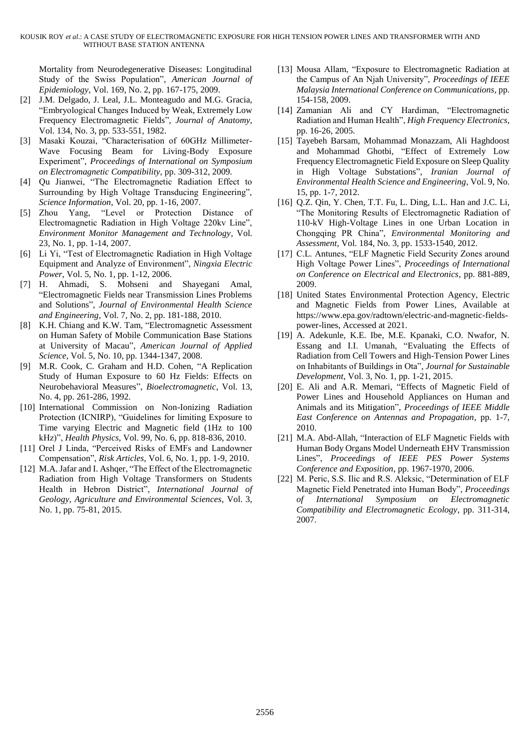Mortality from Neurodegenerative Diseases: Longitudinal Study of the Swiss Population", *American Journal of Epidemiology*, Vol. 169, No. 2, pp. 167-175, 2009.

[2] J.M. Delgado, J. Leal, J.L. Monteagudo and M.G. Gracia, "Embryological Changes Induced by Weak, Extremely Low Frequency Electromagnetic Fields", *Journal of Anatomy*, Vol. 134, No. 3, pp. 533-551, 1982.

[3] Masaki Kouzai, "Characterisation of 60GHz Millimeter-Wave Focusing Beam for Living-Body Exposure Experiment", *Proceedings of International on Symposium on Electromagnetic Compatibility*, pp. 309-312, 2009.

[4] Qu Jianwei, "The Electromagnetic Radiation Effect to Surrounding by High Voltage Transducing Engineering", *Science Information*, Vol. 20, pp. 1-16, 2007.

[5] Zhou Yang, "Level or Protection Distance of Electromagnetic Radiation in High Voltage 220kv Line", *Environment Monitor Management and Technology*, Vol. 23, No. 1, pp. 1-14, 2007.

[6] Li Yi, "Test of Electromagnetic Radiation in High Voltage Equipment and Analyze of Environment", *Ningxia Electric Power*, Vol. 5, No. 1, pp. 1-12, 2006.

[7] H. Ahmadi, S. Mohseni and Shayegani Amal, "Electromagnetic Fields near Transmission Lines Problems and Solutions", *Journal of Environmental Health Science and Engineering*, Vol. 7, No. 2, pp. 181-188, 2010.

[8] K.H. Chiang and K.W. Tam, "Electromagnetic Assessment on Human Safety of Mobile Communication Base Stations at University of Macau", *American Journal of Applied Science*, Vol. 5, No. 10, pp. 1344-1347, 2008.

[9] M.R. Cook, C. Graham and H.D. Cohen, "A Replication Study of Human Exposure to 60 Hz Fields: Effects on Neurobehavioral Measures", *Bioelectromagnetic*, Vol. 13, No. 4, pp. 261-286, 1992.

[10] International Commission on Non-Ionizing Radiation Protection (ICNIRP), "Guidelines for limiting Exposure to Time varying Electric and Magnetic field (1Hz to 100 kHz)", *Health Physics*, Vol. 99, No. 6, pp. 818-836, 2010.

[11] Orel J Linda, "Perceived Risks of EMFs and Landowner Compensation", *Risk Articles*, Vol. 6, No. 1, pp. 1-9, 2010.

[12] M.A. Jafar and I. Ashqer, "The Effect of the Electromagnetic Radiation from High Voltage Transformers on Students Health in Hebron District", *International Journal of Geology, Agriculture and Environmental Sciences*, Vol. 3, No. 1, pp. 75-81, 2015.

[13] Mousa Allam, "Exposure to Electromagnetic Radiation at the Campus of An Njah University", *Proceedings of IEEE Malaysia International Conference on Communications*, pp. 154-158, 2009.

[14] Zamanian Ali and CY Hardiman, "Electromagnetic Radiation and Human Health", *High Frequency Electronics*, pp. 16-26, 2005.

[15] Tayebeh Barsam, Mohammad Monazzam, Ali Haghdoost and Mohammad Ghotbi, "Effect of Extremely Low Frequency Electromagnetic Field Exposure on Sleep Quality in High Voltage Substations", *Iranian Journal of Environmental Health Science and Engineering*, Vol. 9, No. 15, pp. 1-7, 2012.

[16] Q.Z. Qin, Y. Chen, T.T. Fu, L. Ding, L.L. Han and J.C. Li, "The Monitoring Results of Electromagnetic Radiation of 110-kV High-Voltage Lines in one Urban Location in Chongqing PR China", *Environmental Monitoring and Assessment*, Vol. 184, No. 3, pp. 1533-1540, 2012.

[17] C.L. Antunes, "ELF Magnetic Field Security Zones around High Voltage Power Lines", *Proceedings of International on Conference on Electrical and Electronics*, pp. 881-889, 2009.

[18] United States Environmental Protection Agency, Electric and Magnetic Fields from Power Lines, Available at https://www.epa.gov/radtown/electric-and-magnetic-fields-power-lines, Accessed at 2021.

[19] A. Adekunle, K.E. Ibe, M.E. Kpanaki, C.O. Nwafor, N. Essang and I.I. Umanah, "Evaluating the Effects of Radiation from Cell Towers and High-Tension Power Lines on Inhabitants of Buildings in Ota", *Journal for Sustainable Development*, Vol. 3, No. 1, pp. 1-21, 2015.

[20] E. Ali and A.R. Memari, "Effects of Magnetic Field of Power Lines and Household Appliances on Human and Animals and its Mitigation", *Proceedings of IEEE Middle East Conference on Antennas and Propagation*, pp. 1-7, 2010.

[21] M.A. Abd-Allah, "Interaction of ELF Magnetic Fields with Human Body Organs Model Underneath EHV Transmission Lines", *Proceedings of IEEE PES Power Systems Conference and Exposition*, pp. 1967-1970, 2006.

[22] M. Peric, S.S. Ilic and R.S. Aleksic, "Determination of ELF Magnetic Field Penetrated into Human Body", *Proceedings of International Symposium on Electromagnetic Compatibility and Electromagnetic Ecology*, pp. 311-314, 2007.